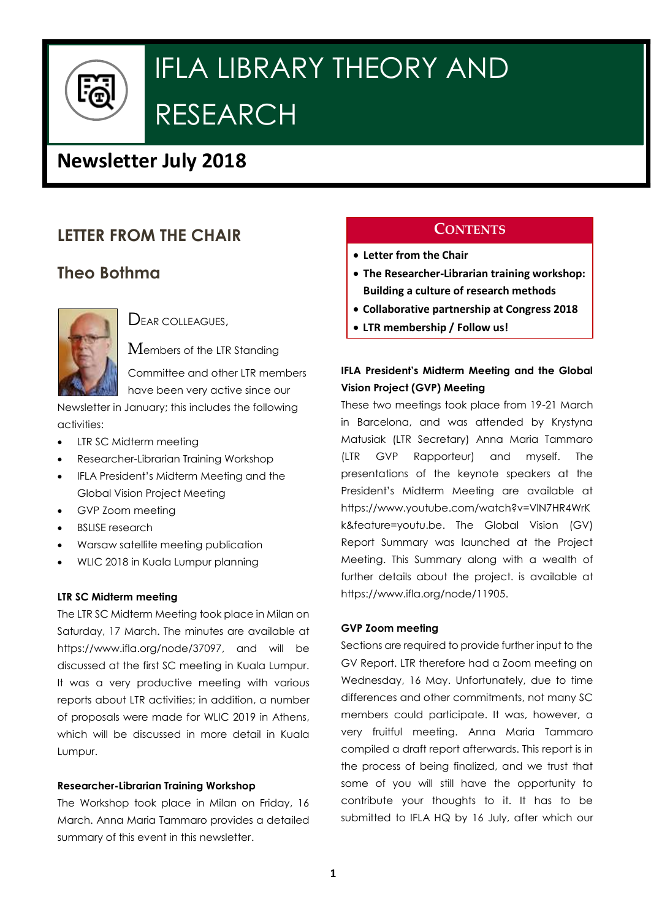# IFLA LIBRARY THEORY AND RESEARCH

## Newsletter July 2018

## LETTER FROM THE CHAIR

### Theo Bothma

DEAR COLLEAGUES,

Members of the LTR Standing Committee and other LTR members have been very active since our Newsletter in January; this includes the following activities:

- LTR SC Midterm meeting
- Researcher-Librarian Training Workshop
- IFLA President's Midterm Meeting and the Global Vision Project Meeting
- GVP Zoom meeting
- BSLISE research
- Warsaw satellite meeting publication
- WLIC 2018 in Kuala Lumpur planning

#### LTR SC Midterm meeting

The LTR SC Midterm Meeting took place in Milan on Saturday, 17 March. The minutes are available at https://www.ifla.org/node/37097, and will be discussed at the first SC meeting in Kuala Lumpur. It was a very productive meeting with various reports about LTR activities; in addition, a number of proposals were made for WLIC 2019 in Athens, which will be discussed in more detail in Kuala Lumpur.

#### Researcher-Librarian Training Workshop

The Workshop took place in Milan on Friday, 16 March. Anna Maria Tammaro provides a detailed summary of this event in this newsletter.

**CONTENTS**

- **Letter from the Chair**
- **The Researcher-Librarian training workshop: Building a culture of research methods**
- **Collaborative partnership at Congress 2018**
- **LTR membership / Follow us!**

#### IFLA President's Midterm Meeting and the Global Vision Project (GVP) Meeting

These two meetings took place from 19-21 March in Barcelona, and was attended by Krystyna Matusiak (LTR Secretary) Anna Maria Tammaro (LTR GVP Rapporteur) and myself. The presentations of the keynote speakers at the President's Midterm Meeting are available at https://www.youtube.com/watch?v=VlN7HR4WrKk&feature=youtu.be. The Global Vision (GV) Report Summary was launched at the Project Meeting. This Summary along with a wealth of further details about the project. is available at https://www.ifla.org/node/11905.

#### GVP Zoom meeting

Sections are required to provide further input to the GV Report. LTR therefore had a Zoom meeting on Wednesday, 16 May. Unfortunately, due to time differences and other commitments, not many SC members could participate. It was, however, a very fruitful meeting. Anna Maria Tammaro compiled a draft report afterwards. This report is in the process of being finalized, and we trust that some of you will still have the opportunity to contribute your thoughts to it. It has to be submitted to IFLA HQ by 16 July, after which our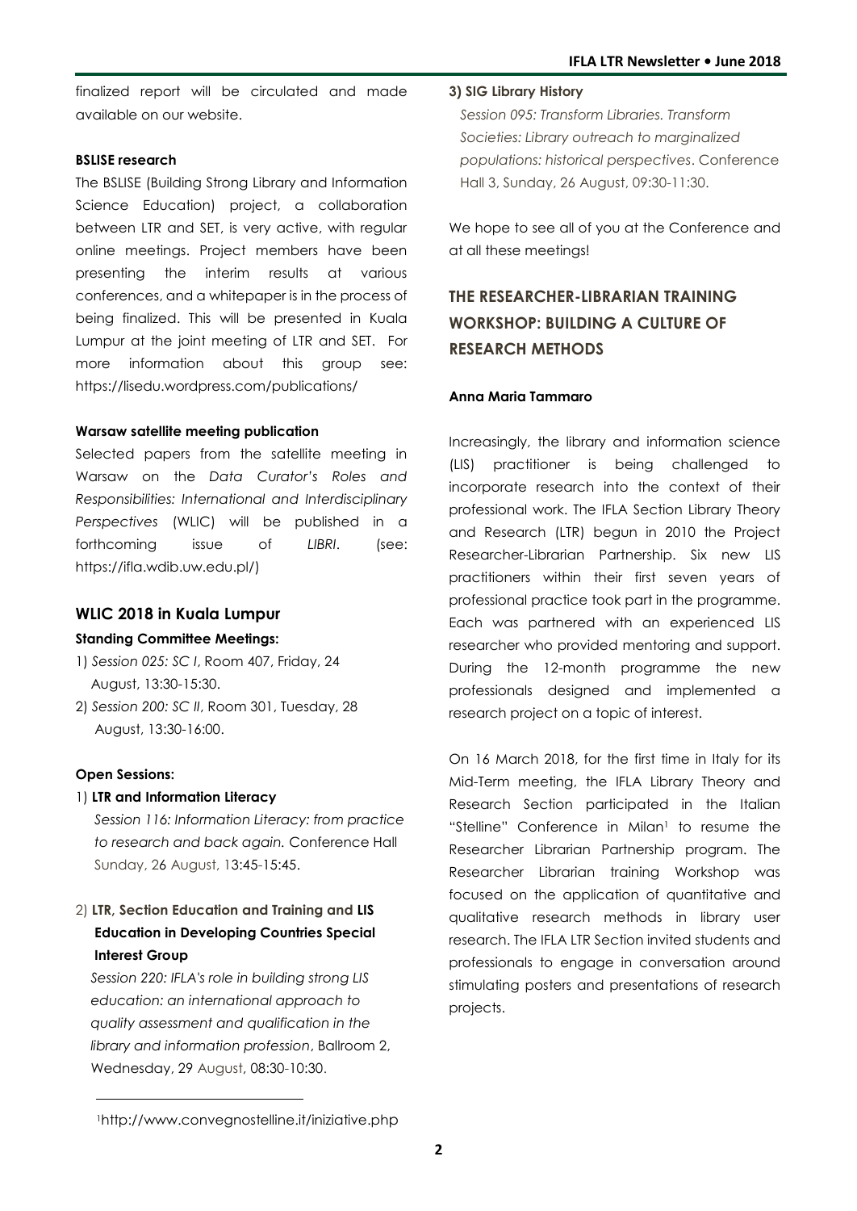finalized report will be circulated and made available on our website.

**BSLISE research**

The BSLISE (Building Strong Library and Information Science Education) project, a collaboration between LTR and SET, is very active, with regular online meetings. Project members have been presenting the interim results at various conferences, and a whitepaper is in the process of being finalized. This will be presented in Kuala Lumpur at the joint meeting of LTR and SET. For more information about this group see: https://lisedu.wordpress.com/publications/

**Warsaw satellite meeting publication**

Selected papers from the satellite meeting in Warsaw on the *Data Curator's Roles and Responsibilities: International and Interdisciplinary Perspectives* (WLIC) will be published in a forthcoming issue of *LIBRI*. (see: https://ifla.wdib.uw.edu.pl/)

## WLIC 2018 in Kuala Lumpur

**Standing Committee Meetings:**

1) *Session 025: SC I*, Room 407, Friday, 24 August, 13:30-15:30.
2) *Session 200: SC II*, Room 301, Tuesday, 28 August, 13:30-16:00.

**Open Sessions:**

1) **LTR and Information Literacy**
   *Session 116: Information Literacy: from practice to research and back again.* Conference Hall Sunday, 26 August, 13:45-15:45.

2) **LTR, Section Education and Training and LIS Education in Developing Countries Special Interest Group**
   *Session 220: IFLA's role in building strong LIS education: an international approach to quality assessment and qualification in the library and information profession*, Ballroom 2, Wednesday, 29 August, 08:30-10:30.

3) **SIG Library History**
   *Session 095: Transform Libraries. Transform Societies: Library outreach to marginalized populations: historical perspectives*. Conference Hall 3, Sunday, 26 August, 09:30-11:30.

We hope to see all of you at the Conference and at all these meetings!

## THE RESEARCHER-LIBRARIAN TRAINING WORKSHOP: BUILDING A CULTURE OF RESEARCH METHODS

**Anna Maria Tammaro**

Increasingly, the library and information science (LIS) practitioner is being challenged to incorporate research into the context of their professional work. The IFLA Section Library Theory and Research (LTR) begun in 2010 the Project Researcher-Librarian Partnership. Six new LIS practitioners within their first seven years of professional practice took part in the programme. Each was partnered with an experienced LIS researcher who provided mentoring and support. During the 12-month programme the new professionals designed and implemented a research project on a topic of interest.

On 16 March 2018, for the first time in Italy for its Mid-Term meeting, the IFLA Library Theory and Research Section participated in the Italian "Stelline" Conference in Milan[1] to resume the Researcher Librarian Partnership program. The Researcher Librarian training Workshop was focused on the application of quantitative and qualitative research methods in library user research. The IFLA LTR Section invited students and professionals to engage in conversation around stimulating posters and presentations of research projects.

[1] http://www.convegnostelline.it/iniziative.php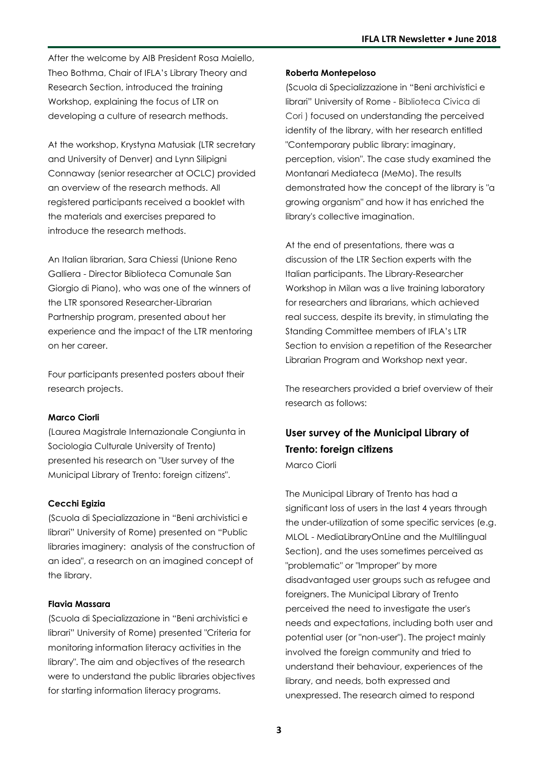After the welcome by AIB President Rosa Maiello, Theo Bothma, Chair of IFLA's Library Theory and Research Section, introduced the training Workshop, explaining the focus of LTR on developing a culture of research methods.

At the workshop, Krystyna Matusiak (LTR secretary and University of Denver) and Lynn Silipigni Connaway (senior researcher at OCLC) provided an overview of the research methods. All registered participants received a booklet with the materials and exercises prepared to introduce the research methods.

An Italian librarian, Sara Chiessi (Unione Reno Galliera - Director Biblioteca Comunale San Giorgio di Piano), who was one of the winners of the LTR sponsored Researcher-Librarian Partnership program, presented about her experience and the impact of the LTR mentoring on her career.

Four participants presented posters about their research projects.

**Marco Ciorli**

(Laurea Magistrale Internazionale Congiunta in Sociologia Culturale University of Trento) presented his research on "User survey of the Municipal Library of Trento: foreign citizens".

**Cecchi Egizia**

(Scuola di Specializzazione in "Beni archivistici e librari" University of Rome) presented on "Public libraries imaginery: analysis of the construction of an idea", a research on an imagined concept of the library.

**Flavia Massara**

(Scuola di Specializzazione in "Beni archivistici e librari" University of Rome) presented "Criteria for monitoring information literacy activities in the library". The aim and objectives of the research were to understand the public libraries objectives for starting information literacy programs.

**Roberta Montepeloso**

(Scuola di Specializzazione in "Beni archivistici e librari" University of Rome - Biblioteca Civica di Cori ) focused on understanding the perceived identity of the library, with her research entitled "Contemporary public library: imaginary, perception, vision". The case study examined the Montanari Mediateca (MeMo). The results demonstrated how the concept of the library is "a growing organism" and how it has enriched the library's collective imagination.

At the end of presentations, there was a discussion of the LTR Section experts with the Italian participants. The Library-Researcher Workshop in Milan was a live training laboratory for researchers and librarians, which achieved real success, despite its brevity, in stimulating the Standing Committee members of IFLA's LTR Section to envision a repetition of the Researcher Librarian Program and Workshop next year.

The researchers provided a brief overview of their research as follows:

## User survey of the Municipal Library of Trento: foreign citizens

Marco Ciorli

The Municipal Library of Trento has had a significant loss of users in the last 4 years through the under-utilization of some specific services (e.g. MLOL - MediaLibraryOnLine and the Multilingual Section), and the uses sometimes perceived as "problematic" or "Improper" by more disadvantaged user groups such as refugee and foreigners. The Municipal Library of Trento perceived the need to investigate the user's needs and expectations, including both user and potential user (or "non-user"). The project mainly involved the foreign community and tried to understand their behaviour, experiences of the library, and needs, both expressed and unexpressed. The research aimed to respond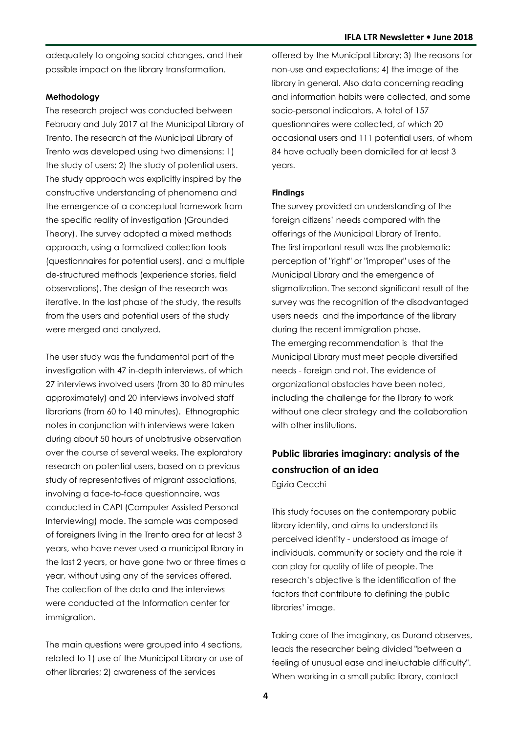adequately to ongoing social changes, and their possible impact on the library transformation.

**Methodology**

The research project was conducted between February and July 2017 at the Municipal Library of Trento. The research at the Municipal Library of Trento was developed using two dimensions: 1) the study of users; 2) the study of potential users. The study approach was explicitly inspired by the constructive understanding of phenomena and the emergence of a conceptual framework from the specific reality of investigation (Grounded Theory). The survey adopted a mixed methods approach, using a formalized collection tools (questionnaires for potential users), and a multiple de-structured methods (experience stories, field observations). The design of the research was iterative. In the last phase of the study, the results from the users and potential users of the study were merged and analyzed.

The user study was the fundamental part of the investigation with 47 in-depth interviews, of which 27 interviews involved users (from 30 to 80 minutes approximately) and 20 interviews involved staff librarians (from 60 to 140 minutes). Ethnographic notes in conjunction with interviews were taken during about 50 hours of unobtrusive observation over the course of several weeks. The exploratory research on potential users, based on a previous study of representatives of migrant associations, involving a face-to-face questionnaire, was conducted in CAPI (Computer Assisted Personal Interviewing) mode. The sample was composed of foreigners living in the Trento area for at least 3 years, who have never used a municipal library in the last 2 years, or have gone two or three times a year, without using any of the services offered. The collection of the data and the interviews were conducted at the Information center for immigration.

The main questions were grouped into 4 sections, related to 1) use of the Municipal Library or use of other libraries; 2) awareness of the services offered by the Municipal Library; 3) the reasons for non-use and expectations; 4) the image of the library in general. Also data concerning reading and information habits were collected, and some socio-personal indicators. A total of 157 questionnaires were collected, of which 20 occasional users and 111 potential users, of whom 84 have actually been domiciled for at least 3 years.

**Findings**

The survey provided an understanding of the foreign citizens' needs compared with the offerings of the Municipal Library of Trento. The first important result was the problematic perception of "right" or "improper" uses of the Municipal Library and the emergence of stigmatization. The second significant result of the survey was the recognition of the disadvantaged users needs and the importance of the library during the recent immigration phase.
The emerging recommendation is that the Municipal Library must meet people diversified needs - foreign and not. The evidence of organizational obstacles have been noted, including the challenge for the library to work without one clear strategy and the collaboration with other institutions.

## Public libraries imaginary: analysis of the construction of an idea

Egizia Cecchi

This study focuses on the contemporary public library identity, and aims to understand its perceived identity - understood as image of individuals, community or society and the role it can play for quality of life of people. The research's objective is the identification of the factors that contribute to defining the public libraries' image.

Taking care of the imaginary, as Durand observes, leads the researcher being divided "between a feeling of unusual ease and ineluctable difficulty". When working in a small public library, contact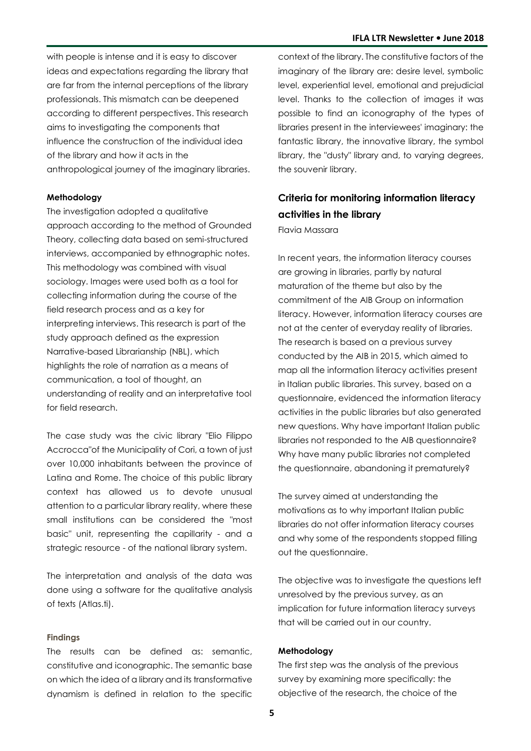with people is intense and it is easy to discover ideas and expectations regarding the library that are far from the internal perceptions of the library professionals. This mismatch can be deepened according to different perspectives. This research aims to investigating the components that influence the construction of the individual idea of the library and how it acts in the anthropological journey of the imaginary libraries.

#### Methodology

The investigation adopted a qualitative approach according to the method of Grounded Theory, collecting data based on semi-structured interviews, accompanied by ethnographic notes. This methodology was combined with visual sociology. Images were used both as a tool for collecting information during the course of the field research process and as a key for interpreting interviews. This research is part of the study approach defined as the expression Narrative-based Librarianship (NBL), which highlights the role of narration as a means of communication, a tool of thought, an understanding of reality and an interpretative tool for field research.

The case study was the civic library "Elio Filippo Accrocca"of the Municipality of Cori, a town of just over 10,000 inhabitants between the province of Latina and Rome. The choice of this public library context has allowed us to devote unusual attention to a particular library reality, where these small institutions can be considered the "most basic" unit, representing the capillarity - and a strategic resource - of the national library system.

The interpretation and analysis of the data was done using a software for the qualitative analysis of texts (Atlas.ti).

#### Findings

The results can be defined as: semantic, constitutive and iconographic. The semantic base on which the idea of a library and its transformative dynamism is defined in relation to the specific context of the library. The constitutive factors of the imaginary of the library are: desire level, symbolic level, experiential level, emotional and prejudicial level. Thanks to the collection of images it was possible to find an iconography of the types of libraries present in the interviewees' imaginary: the fantastic library, the innovative library, the symbol library, the "dusty" library and, to varying degrees, the souvenir library.

### Criteria for monitoring information literacy activities in the library

Flavia Massara

In recent years, the information literacy courses are growing in libraries, partly by natural maturation of the theme but also by the commitment of the AIB Group on information literacy. However, information literacy courses are not at the center of everyday reality of libraries. The research is based on a previous survey conducted by the AIB in 2015, which aimed to map all the information literacy activities present in Italian public libraries. This survey, based on a questionnaire, evidenced the information literacy activities in the public libraries but also generated new questions. Why have important Italian public libraries not responded to the AIB questionnaire? Why have many public libraries not completed the questionnaire, abandoning it prematurely?

The survey aimed at understanding the motivations as to why important Italian public libraries do not offer information literacy courses and why some of the respondents stopped filling out the questionnaire.

The objective was to investigate the questions left unresolved by the previous survey, as an implication for future information literacy surveys that will be carried out in our country.

#### Methodology

The first step was the analysis of the previous survey by examining more specifically: the objective of the research, the choice of the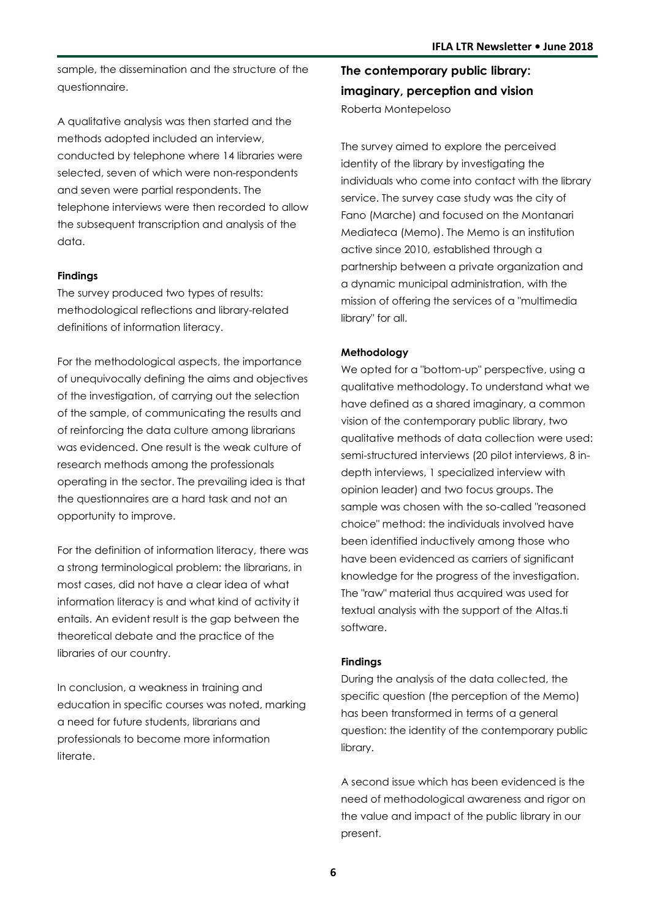sample, the dissemination and the structure of the questionnaire.

A qualitative analysis was then started and the methods adopted included an interview, conducted by telephone where 14 libraries were selected, seven of which were non-respondents and seven were partial respondents. The telephone interviews were then recorded to allow the subsequent transcription and analysis of the data.

**Findings**

The survey produced two types of results: methodological reflections and library-related definitions of information literacy.

For the methodological aspects, the importance of unequivocally defining the aims and objectives of the investigation, of carrying out the selection of the sample, of communicating the results and of reinforcing the data culture among librarians was evidenced. One result is the weak culture of research methods among the professionals operating in the sector. The prevailing idea is that the questionnaires are a hard task and not an opportunity to improve.

For the definition of information literacy, there was a strong terminological problem: the librarians, in most cases, did not have a clear idea of what information literacy is and what kind of activity it entails. An evident result is the gap between the theoretical debate and the practice of the libraries of our country.

In conclusion, a weakness in training and education in specific courses was noted, marking a need for future students, librarians and professionals to become more information literate.

## The contemporary public library: imaginary, perception and vision

Roberta Montepeloso

The survey aimed to explore the perceived identity of the library by investigating the individuals who come into contact with the library service. The survey case study was the city of Fano (Marche) and focused on the Montanari Mediateca (Memo). The Memo is an institution active since 2010, established through a partnership between a private organization and a dynamic municipal administration, with the mission of offering the services of a "multimedia library" for all.

**Methodology**

We opted for a "bottom-up" perspective, using a qualitative methodology. To understand what we have defined as a shared imaginary, a common vision of the contemporary public library, two qualitative methods of data collection were used: semi-structured interviews (20 pilot interviews, 8 in-depth interviews, 1 specialized interview with opinion leader) and two focus groups. The sample was chosen with the so-called "reasoned choice" method: the individuals involved have been identified inductively among those who have been evidenced as carriers of significant knowledge for the progress of the investigation. The "raw" material thus acquired was used for textual analysis with the support of the Altas.ti software.

**Findings**

During the analysis of the data collected, the specific question (the perception of the Memo) has been transformed in terms of a general question: the identity of the contemporary public library.

A second issue which has been evidenced is the need of methodological awareness and rigor on the value and impact of the public library in our present.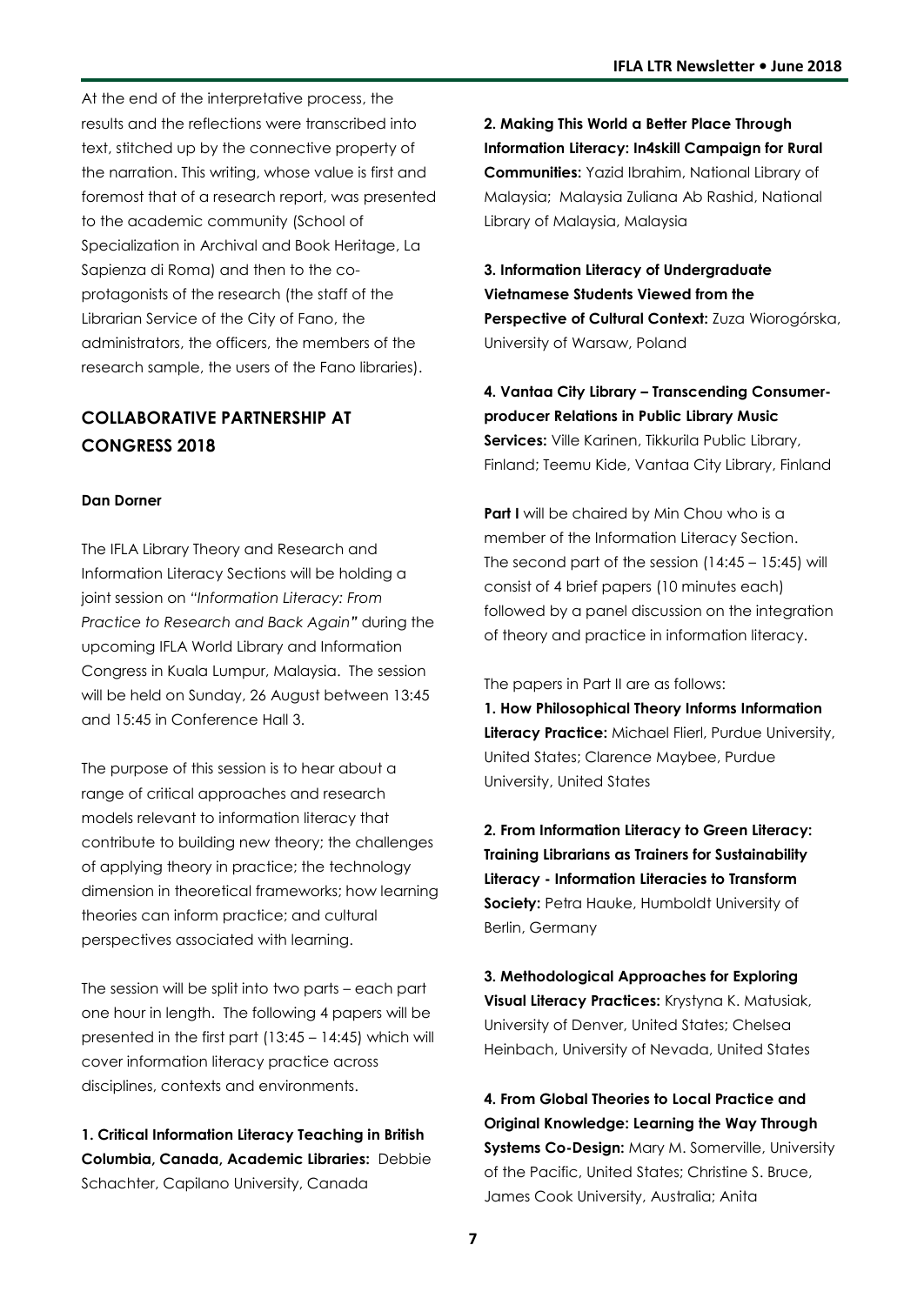At the end of the interpretative process, the results and the reflections were transcribed into text, stitched up by the connective property of the narration. This writing, whose value is first and foremost that of a research report, was presented to the academic community (School of Specialization in Archival and Book Heritage, La Sapienza di Roma) and then to the co-protagonists of the research (the staff of the Librarian Service of the City of Fano, the administrators, the officers, the members of the research sample, the users of the Fano libraries).

## COLLABORATIVE PARTNERSHIP AT CONGRESS 2018

**Dan Dorner**

The IFLA Library Theory and Research and Information Literacy Sections will be holding a joint session on *"Information Literacy: From Practice to Research and Back Again"* during the upcoming IFLA World Library and Information Congress in Kuala Lumpur, Malaysia. The session will be held on Sunday, 26 August between 13:45 and 15:45 in Conference Hall 3.

The purpose of this session is to hear about a range of critical approaches and research models relevant to information literacy that contribute to building new theory; the challenges of applying theory in practice; the technology dimension in theoretical frameworks; how learning theories can inform practice; and cultural perspectives associated with learning.

The session will be split into two parts – each part one hour in length. The following 4 papers will be presented in the first part (13:45 – 14:45) which will cover information literacy practice across disciplines, contexts and environments.

**1. Critical Information Literacy Teaching in British Columbia, Canada, Academic Libraries:** Debbie Schachter, Capilano University, Canada

**2. Making This World a Better Place Through Information Literacy: In4skill Campaign for Rural Communities:** Yazid Ibrahim, National Library of Malaysia; Malaysia Zuliana Ab Rashid, National Library of Malaysia, Malaysia

**3. Information Literacy of Undergraduate Vietnamese Students Viewed from the Perspective of Cultural Context:** Zuza Wiorogórska, University of Warsaw, Poland

**4. Vantaa City Library – Transcending Consumer-producer Relations in Public Library Music Services:** Ville Karinen, Tikkurila Public Library, Finland; Teemu Kide, Vantaa City Library, Finland

**Part I** will be chaired by Min Chou who is a member of the Information Literacy Section. The second part of the session (14:45 – 15:45) will consist of 4 brief papers (10 minutes each) followed by a panel discussion on the integration of theory and practice in information literacy.

The papers in Part II are as follows:

**1. How Philosophical Theory Informs Information Literacy Practice:** Michael Flierl, Purdue University, United States; Clarence Maybee, Purdue University, United States

**2. From Information Literacy to Green Literacy: Training Librarians as Trainers for Sustainability Literacy - Information Literacies to Transform Society:** Petra Hauke, Humboldt University of Berlin, Germany

**3. Methodological Approaches for Exploring Visual Literacy Practices:** Krystyna K. Matusiak, University of Denver, United States; Chelsea Heinbach, University of Nevada, United States

**4. From Global Theories to Local Practice and Original Knowledge: Learning the Way Through Systems Co-Design:** Mary M. Somerville, University of the Pacific, United States; Christine S. Bruce, James Cook University, Australia; Anita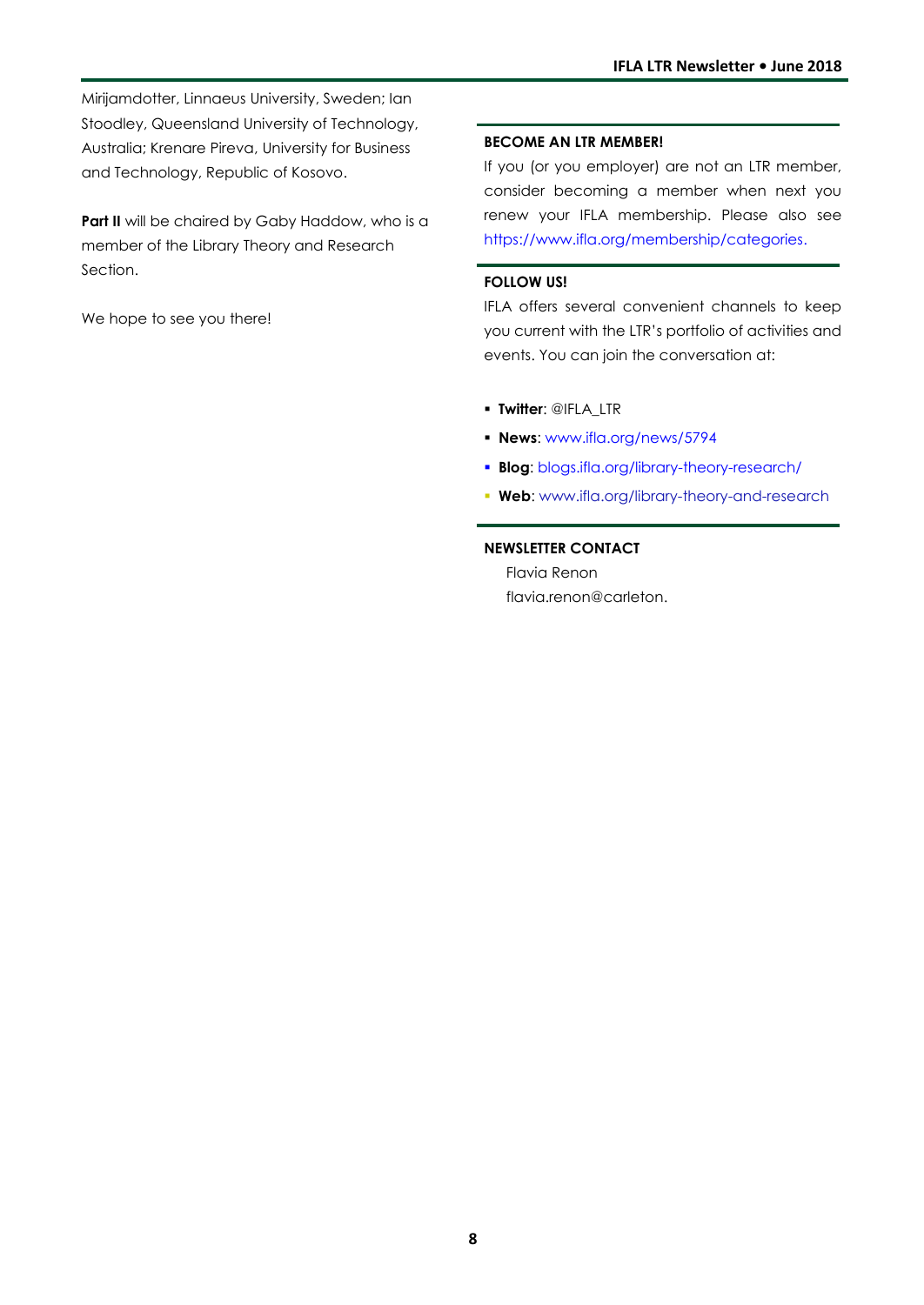Mirijamdotter, Linnaeus University, Sweden; Ian Stoodley, Queensland University of Technology, Australia; Krenare Pireva, University for Business and Technology, Republic of Kosovo.

**Part II** will be chaired by Gaby Haddow, who is a member of the Library Theory and Research Section.

We hope to see you there!

### BECOME AN LTR MEMBER!

If you (or you employer) are not an LTR member, consider becoming a member when next you renew your IFLA membership. Please also see https://www.ifla.org/membership/categories.

### FOLLOW US!

IFLA offers several convenient channels to keep you current with the LTR's portfolio of activities and events. You can join the conversation at:

- **Twitter**: @IFLA_LTR
- **News**: www.ifla.org/news/5794
- **Blog**: blogs.ifla.org/library-theory-research/
- **Web**: www.ifla.org/library-theory-and-research

### NEWSLETTER CONTACT

Flavia Renon
flavia.renon@carleton.